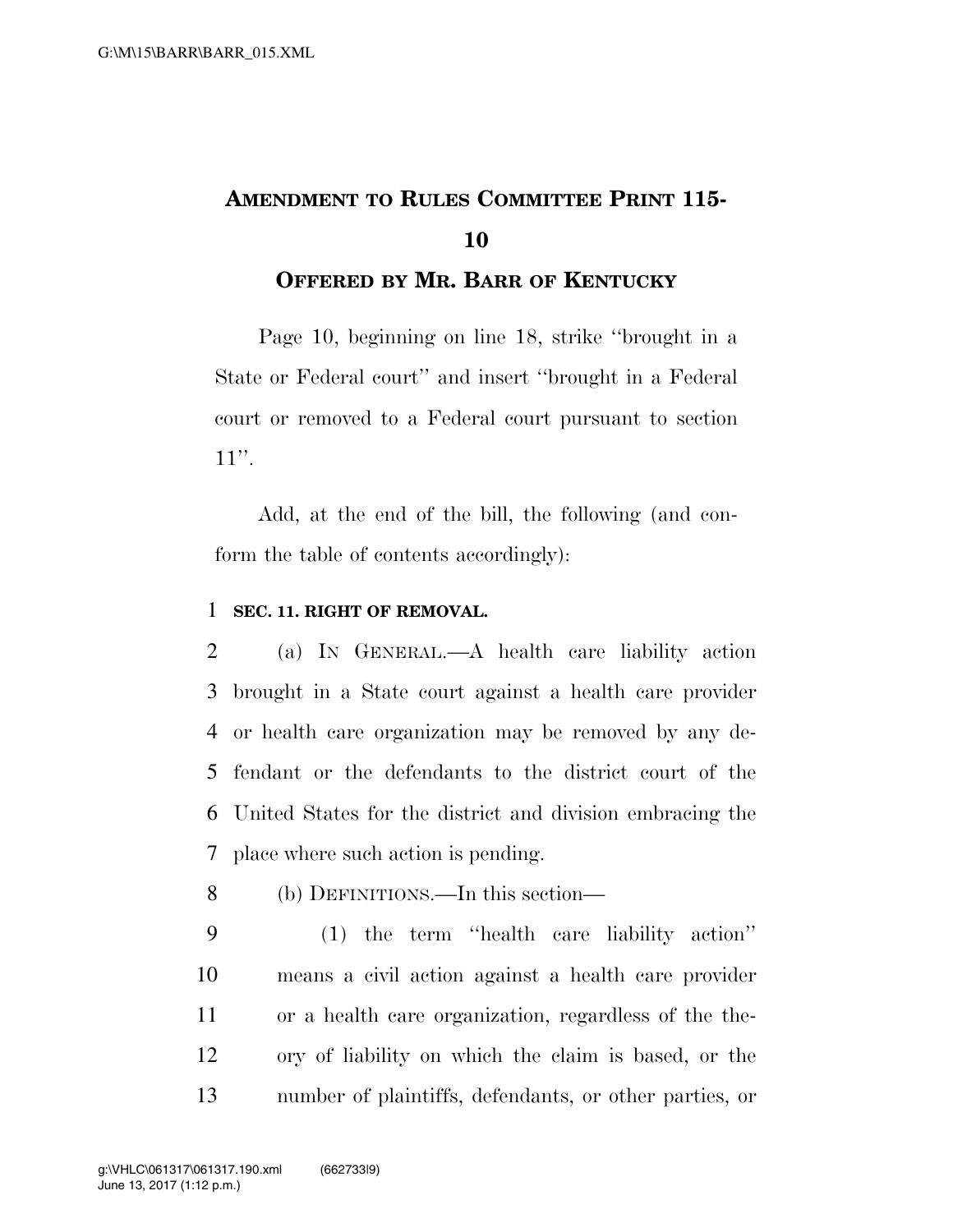# AMENDMENT TO RULES COMMITTEE PRINT 115-10

## OFFERED BY MR. BARR OF KENTUCKY

Page 10, beginning on line 18, strike "brought in a State or Federal court" and insert "brought in a Federal court or removed to a Federal court pursuant to section 11".

Add, at the end of the bill, the following (and conform the table of contents accordingly):

**SEC. 11. RIGHT OF REMOVAL.**

(a) IN GENERAL.—A health care liability action brought in a State court against a health care provider or health care organization may be removed by any defendant or the defendants to the district court of the United States for the district and division embracing the place where such action is pending.

(b) DEFINITIONS.—In this section—

(1) the term "health care liability action" means a civil action against a health care provider or a health care organization, regardless of the theory of liability on which the claim is based, or the number of plaintiffs, defendants, or other parties, or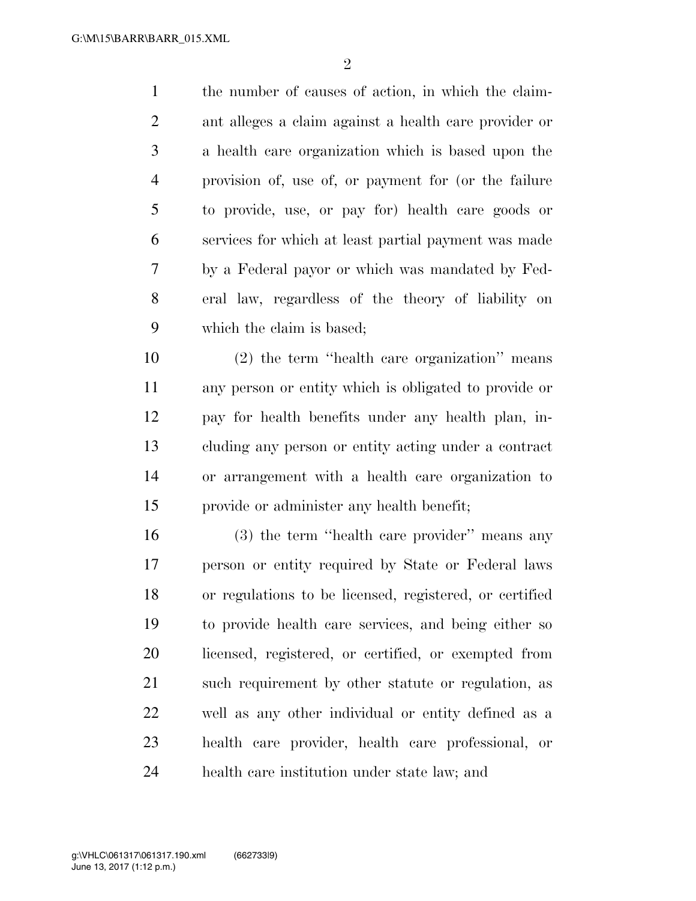the number of causes of action, in which the claimant alleges a claim against a health care provider or a health care organization which is based upon the provision of, use of, or payment for (or the failure to provide, use, or pay for) health care goods or services for which at least partial payment was made by a Federal payor or which was mandated by Federal law, regardless of the theory of liability on which the claim is based;

(2) the term ''health care organization'' means any person or entity which is obligated to provide or pay for health benefits under any health plan, including any person or entity acting under a contract or arrangement with a health care organization to provide or administer any health benefit;

(3) the term ''health care provider'' means any person or entity required by State or Federal laws or regulations to be licensed, registered, or certified to provide health care services, and being either so licensed, registered, or certified, or exempted from such requirement by other statute or regulation, as well as any other individual or entity defined as a health care provider, health care professional, or health care institution under state law; and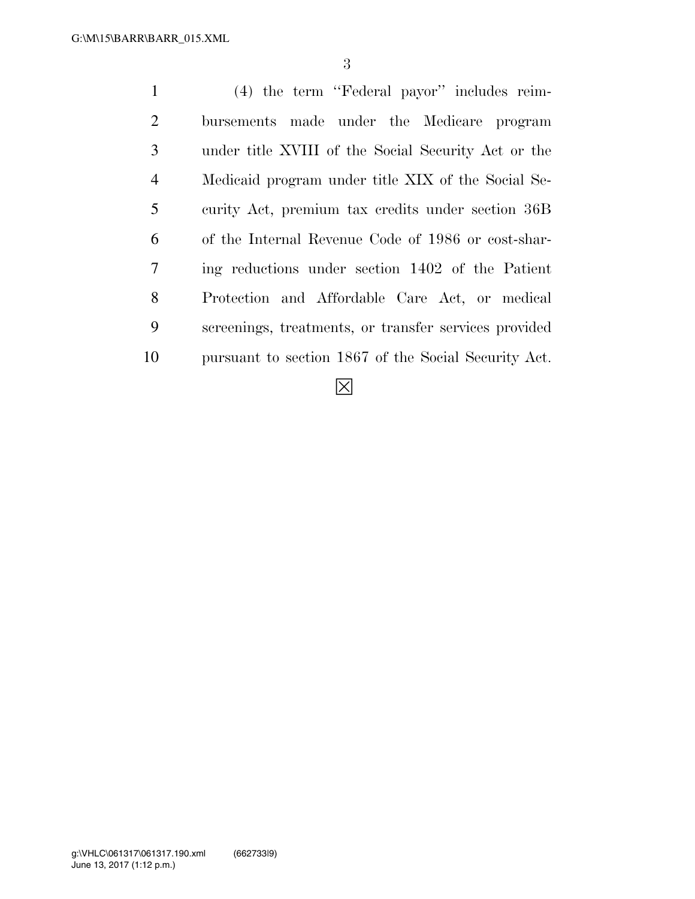(4) the term "Federal payor" includes reimbursements made under the Medicare program under title XVIII of the Social Security Act or the Medicaid program under title XIX of the Social Security Act, premium tax credits under section 36B of the Internal Revenue Code of 1986 or cost-sharing reductions under section 1402 of the Patient Protection and Affordable Care Act, or medical screenings, treatments, or transfer services provided pursuant to section 1867 of the Social Security Act.